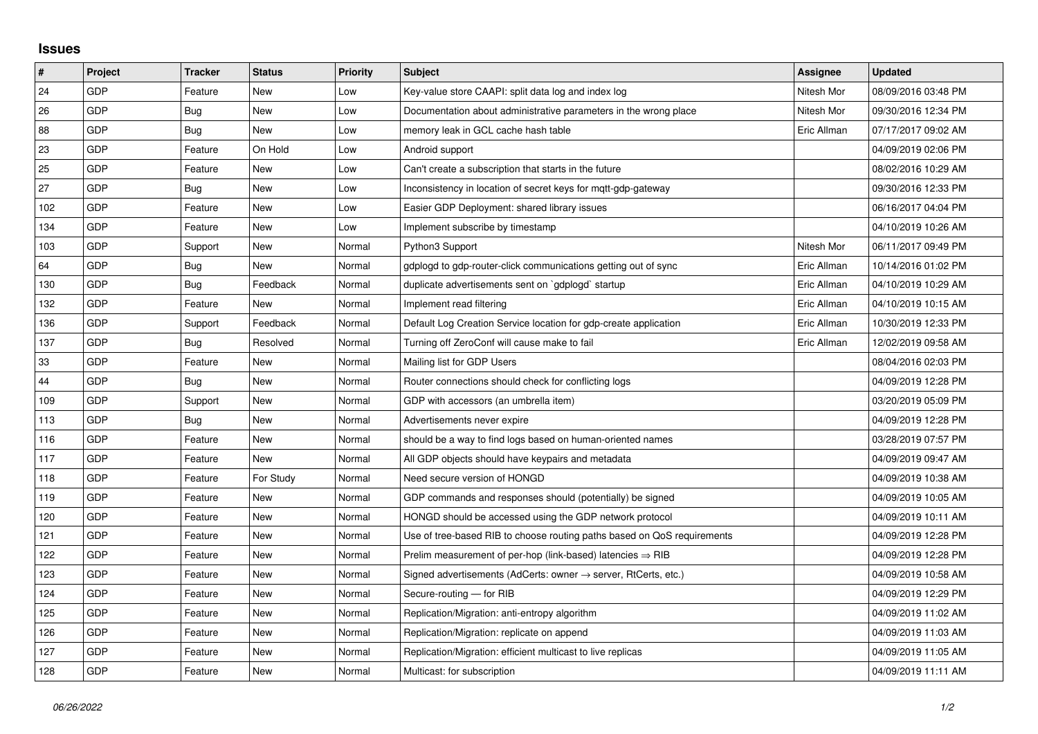## Issues

| # | Project | Tracker | Status | Priority | Subject | Assignee | Updated |
|---|---|---|---|---|---|---|---|
| 24 | GDP | Feature | New | Low | Key-value store CAAPI: split data log and index log | Nitesh Mor | 08/09/2016 03:48 PM |
| 26 | GDP | Bug | New | Low | Documentation about administrative parameters in the wrong place | Nitesh Mor | 09/30/2016 12:34 PM |
| 88 | GDP | Bug | New | Low | memory leak in GCL cache hash table | Eric Allman | 07/17/2017 09:02 AM |
| 23 | GDP | Feature | On Hold | Low | Android support | | 04/09/2019 02:06 PM |
| 25 | GDP | Feature | New | Low | Can't create a subscription that starts in the future | | 08/02/2016 10:29 AM |
| 27 | GDP | Bug | New | Low | Inconsistency in location of secret keys for mqtt-gdp-gateway | | 09/30/2016 12:33 PM |
| 102 | GDP | Feature | New | Low | Easier GDP Deployment: shared library issues | | 06/16/2017 04:04 PM |
| 134 | GDP | Feature | New | Low | Implement subscribe by timestamp | | 04/10/2019 10:26 AM |
| 103 | GDP | Support | New | Normal | Python3 Support | Nitesh Mor | 06/11/2017 09:49 PM |
| 64 | GDP | Bug | New | Normal | gdplogd to gdp-router-click communications getting out of sync | Eric Allman | 10/14/2016 01:02 PM |
| 130 | GDP | Bug | Feedback | Normal | duplicate advertisements sent on `gdplogd` startup | Eric Allman | 04/10/2019 10:29 AM |
| 132 | GDP | Feature | New | Normal | Implement read filtering | Eric Allman | 04/10/2019 10:15 AM |
| 136 | GDP | Support | Feedback | Normal | Default Log Creation Service location for gdp-create application | Eric Allman | 10/30/2019 12:33 PM |
| 137 | GDP | Bug | Resolved | Normal | Turning off ZeroConf will cause make to fail | Eric Allman | 12/02/2019 09:58 AM |
| 33 | GDP | Feature | New | Normal | Mailing list for GDP Users | | 08/04/2016 02:03 PM |
| 44 | GDP | Bug | New | Normal | Router connections should check for conflicting logs | | 04/09/2019 12:28 PM |
| 109 | GDP | Support | New | Normal | GDP with accessors (an umbrella item) | | 03/20/2019 05:09 PM |
| 113 | GDP | Bug | New | Normal | Advertisements never expire | | 04/09/2019 12:28 PM |
| 116 | GDP | Feature | New | Normal | should be a way to find logs based on human-oriented names | | 03/28/2019 07:57 PM |
| 117 | GDP | Feature | New | Normal | All GDP objects should have keypairs and metadata | | 04/09/2019 09:47 AM |
| 118 | GDP | Feature | For Study | Normal | Need secure version of HONGD | | 04/09/2019 10:38 AM |
| 119 | GDP | Feature | New | Normal | GDP commands and responses should (potentially) be signed | | 04/09/2019 10:05 AM |
| 120 | GDP | Feature | New | Normal | HONGD should be accessed using the GDP network protocol | | 04/09/2019 10:11 AM |
| 121 | GDP | Feature | New | Normal | Use of tree-based RIB to choose routing paths based on QoS requirements | | 04/09/2019 12:28 PM |
| 122 | GDP | Feature | New | Normal | Prelim measurement of per-hop (link-based) latencies ⇒ RIB | | 04/09/2019 12:28 PM |
| 123 | GDP | Feature | New | Normal | Signed advertisements (AdCerts: owner → server, RtCerts, etc.) | | 04/09/2019 10:58 AM |
| 124 | GDP | Feature | New | Normal | Secure-routing — for RIB | | 04/09/2019 12:29 PM |
| 125 | GDP | Feature | New | Normal | Replication/Migration: anti-entropy algorithm | | 04/09/2019 11:02 AM |
| 126 | GDP | Feature | New | Normal | Replication/Migration: replicate on append | | 04/09/2019 11:03 AM |
| 127 | GDP | Feature | New | Normal | Replication/Migration: efficient multicast to live replicas | | 04/09/2019 11:05 AM |
| 128 | GDP | Feature | New | Normal | Multicast: for subscription | | 04/09/2019 11:11 AM |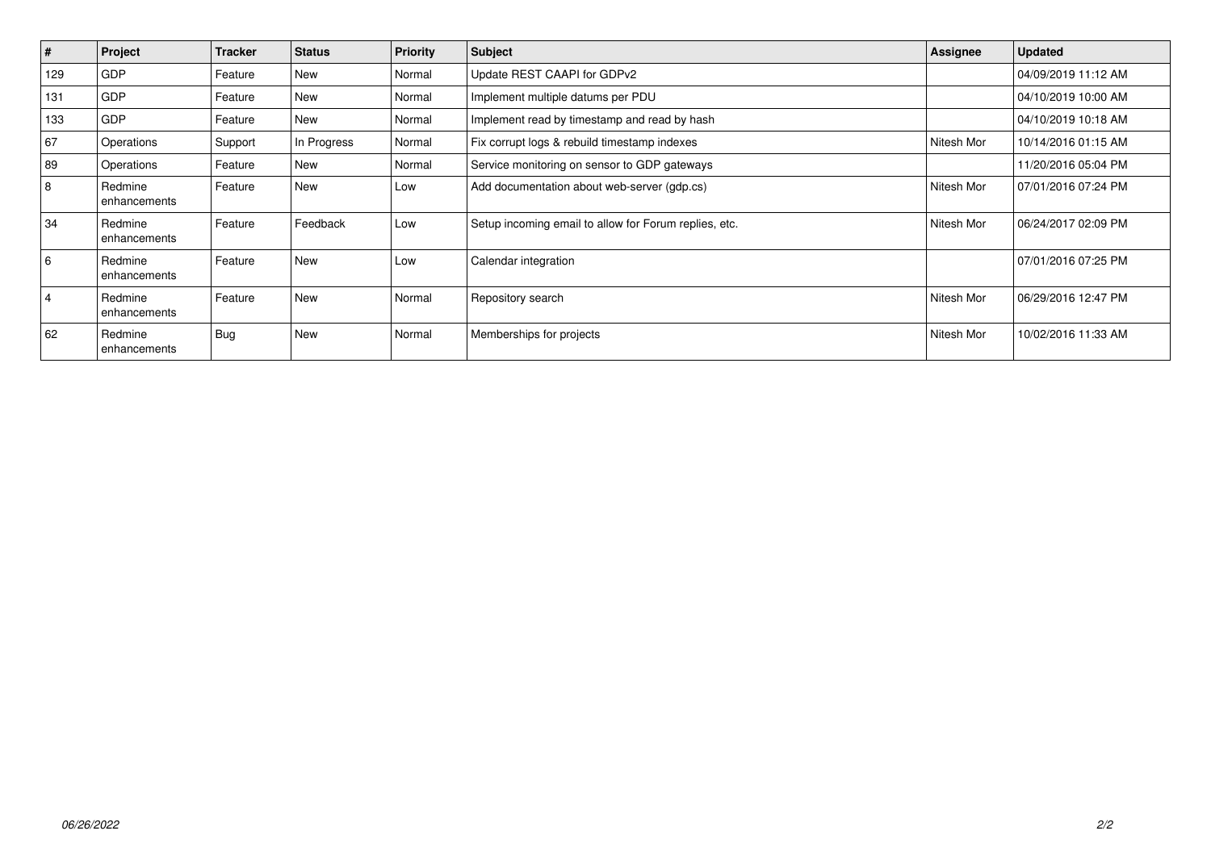| # | Project | Tracker | Status | Priority | Subject | Assignee | Updated |
|---|---|---|---|---|---|---|---|
| 129 | GDP | Feature | New | Normal | Update REST CAAPI for GDPv2 | | 04/09/2019 11:12 AM |
| 131 | GDP | Feature | New | Normal | Implement multiple datums per PDU | | 04/10/2019 10:00 AM |
| 133 | GDP | Feature | New | Normal | Implement read by timestamp and read by hash | | 04/10/2019 10:18 AM |
| 67 | Operations | Support | In Progress | Normal | Fix corrupt logs & rebuild timestamp indexes | Nitesh Mor | 10/14/2016 01:15 AM |
| 89 | Operations | Feature | New | Normal | Service monitoring on sensor to GDP gateways | | 11/20/2016 05:04 PM |
| 8 | Redmine enhancements | Feature | New | Low | Add documentation about web-server (gdp.cs) | Nitesh Mor | 07/01/2016 07:24 PM |
| 34 | Redmine enhancements | Feature | Feedback | Low | Setup incoming email to allow for Forum replies, etc. | Nitesh Mor | 06/24/2017 02:09 PM |
| 6 | Redmine enhancements | Feature | New | Low | Calendar integration | | 07/01/2016 07:25 PM |
| 4 | Redmine enhancements | Feature | New | Normal | Repository search | Nitesh Mor | 06/29/2016 12:47 PM |
| 62 | Redmine enhancements | Bug | New | Normal | Memberships for projects | Nitesh Mor | 10/02/2016 11:33 AM |